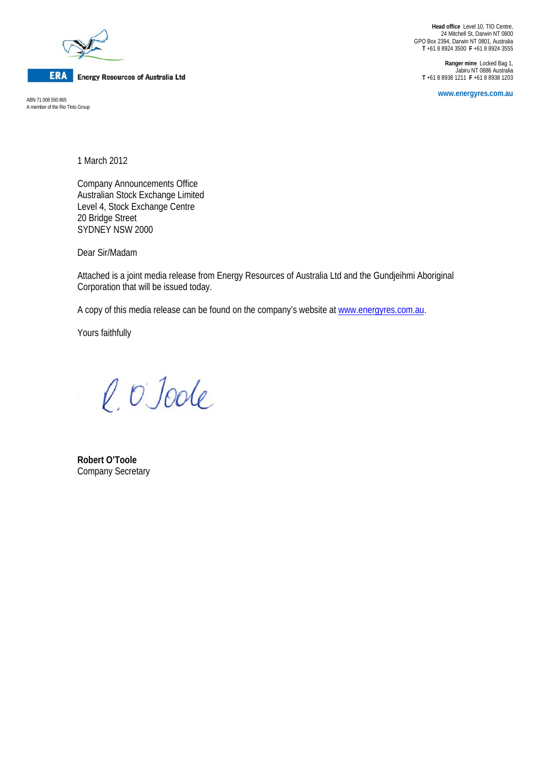**ERA** Energy Resources of Australia Ltd

ABN 71 008 550 865
A member of the Rio Tinto Group

**Head office** Level 10, TIO Centre,
24 Mitchell St, Darwin NT 0800
GPO Box 2394, Darwin NT 0801, Australia
**T** +61 8 8924 3500 **F** +61 8 8924 3555

**Ranger mine** Locked Bag 1,
Jabiru NT 0886 Australia
**T** +61 8 8938 1211 **F** +61 8 8938 1203

**www.energyres.com.au**

1 March 2012

Company Announcements Office
Australian Stock Exchange Limited
Level 4, Stock Exchange Centre
20 Bridge Street
SYDNEY NSW 2000

Dear Sir/Madam

Attached is a joint media release from Energy Resources of Australia Ltd and the Gundjeihmi Aboriginal Corporation that will be issued today.

A copy of this media release can be found on the company's website at www.energyres.com.au.

Yours faithfully

R. O'Toole

**Robert O'Toole**
Company Secretary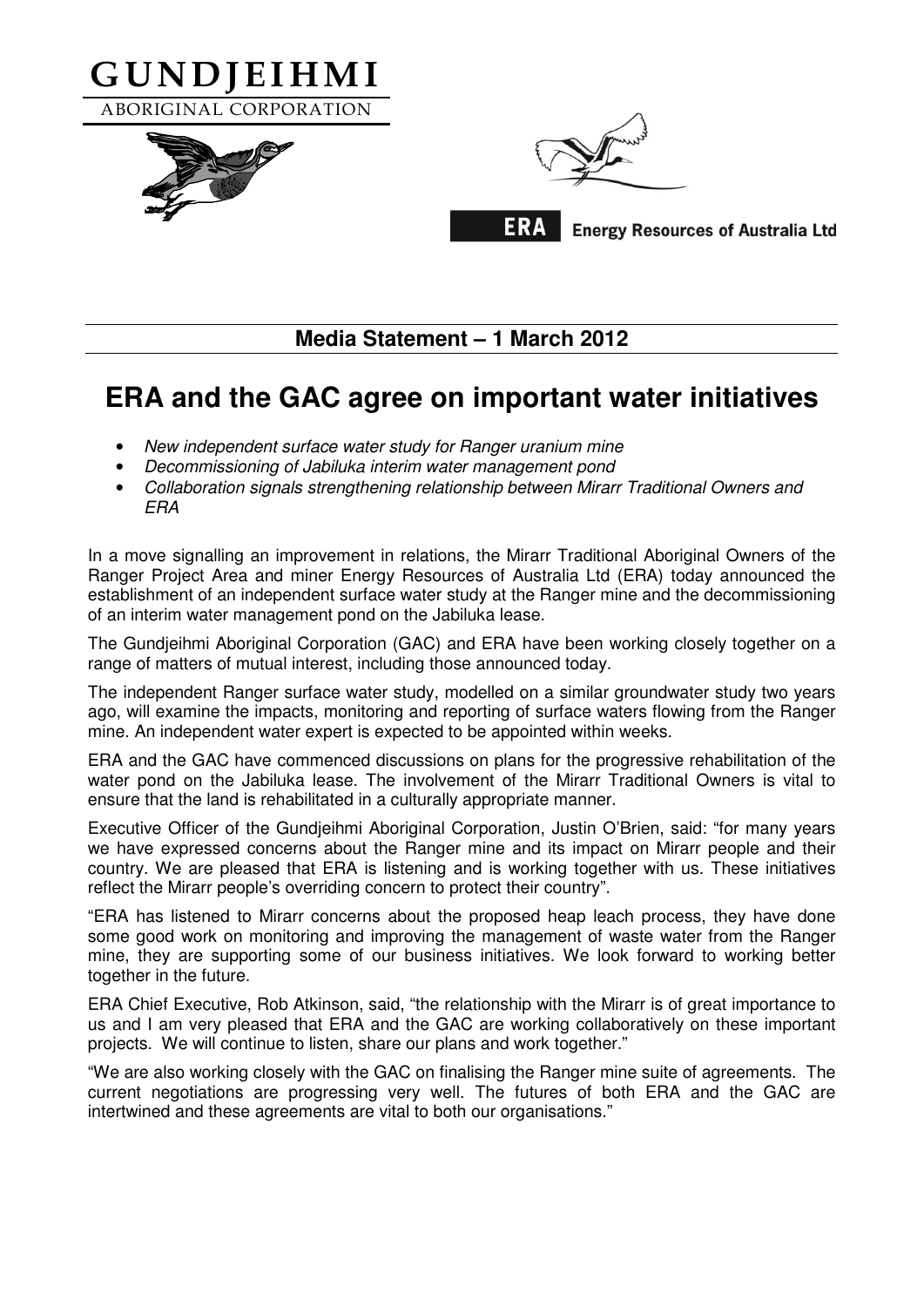# GUNDJEIHMI

ABORIGINAL CORPORATION

**ERA** Energy Resources of Australia Ltd

**Media Statement – 1 March 2012**

## ERA and the GAC agree on important water initiatives

- *New independent surface water study for Ranger uranium mine*
- *Decommissioning of Jabiluka interim water management pond*
- *Collaboration signals strengthening relationship between Mirarr Traditional Owners and ERA*

In a move signalling an improvement in relations, the Mirarr Traditional Aboriginal Owners of the Ranger Project Area and miner Energy Resources of Australia Ltd (ERA) today announced the establishment of an independent surface water study at the Ranger mine and the decommissioning of an interim water management pond on the Jabiluka lease.

The Gundjeihmi Aboriginal Corporation (GAC) and ERA have been working closely together on a range of matters of mutual interest, including those announced today.

The independent Ranger surface water study, modelled on a similar groundwater study two years ago, will examine the impacts, monitoring and reporting of surface waters flowing from the Ranger mine. An independent water expert is expected to be appointed within weeks.

ERA and the GAC have commenced discussions on plans for the progressive rehabilitation of the water pond on the Jabiluka lease. The involvement of the Mirarr Traditional Owners is vital to ensure that the land is rehabilitated in a culturally appropriate manner.

Executive Officer of the Gundjeihmi Aboriginal Corporation, Justin O'Brien, said: "for many years we have expressed concerns about the Ranger mine and its impact on Mirarr people and their country. We are pleased that ERA is listening and is working together with us. These initiatives reflect the Mirarr people's overriding concern to protect their country".

"ERA has listened to Mirarr concerns about the proposed heap leach process, they have done some good work on monitoring and improving the management of waste water from the Ranger mine, they are supporting some of our business initiatives. We look forward to working better together in the future.

ERA Chief Executive, Rob Atkinson, said, "the relationship with the Mirarr is of great importance to us and I am very pleased that ERA and the GAC are working collaboratively on these important projects. We will continue to listen, share our plans and work together."

"We are also working closely with the GAC on finalising the Ranger mine suite of agreements. The current negotiations are progressing very well. The futures of both ERA and the GAC are intertwined and these agreements are vital to both our organisations."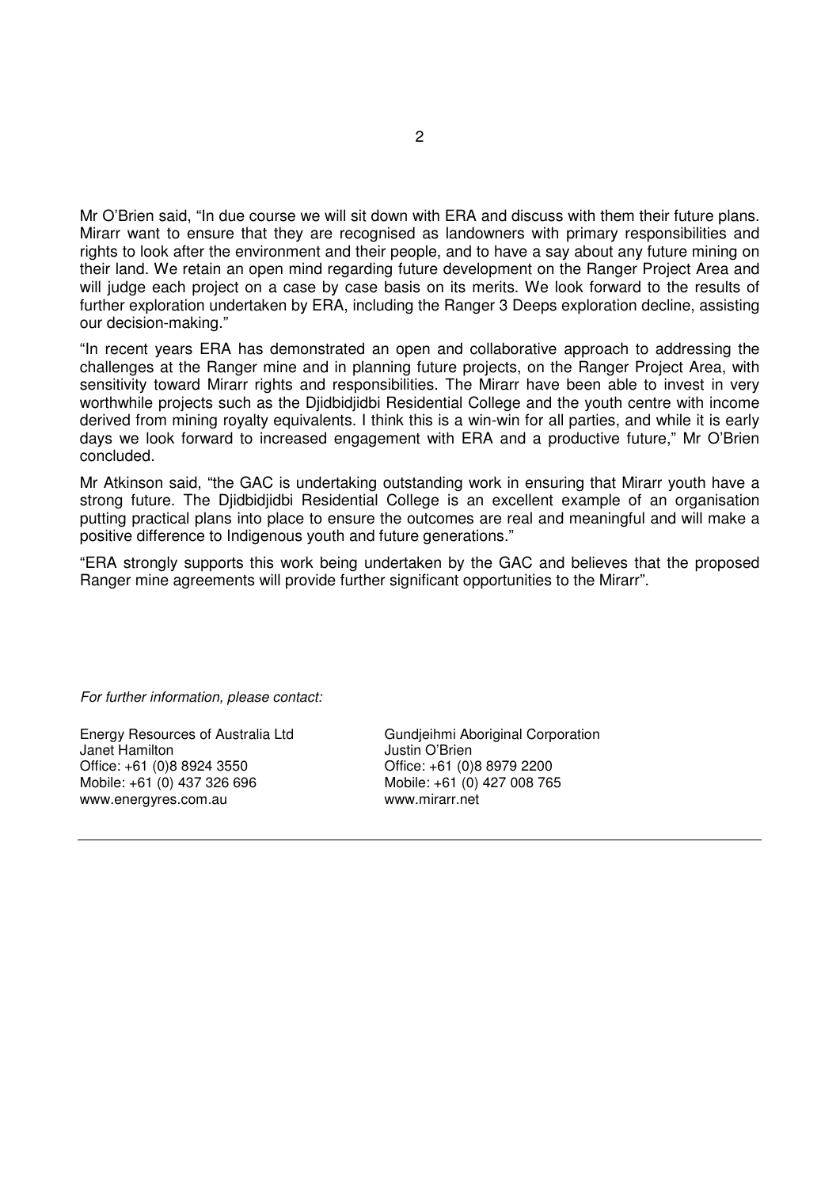Mr O'Brien said, "In due course we will sit down with ERA and discuss with them their future plans. Mirarr want to ensure that they are recognised as landowners with primary responsibilities and rights to look after the environment and their people, and to have a say about any future mining on their land. We retain an open mind regarding future development on the Ranger Project Area and will judge each project on a case by case basis on its merits. We look forward to the results of further exploration undertaken by ERA, including the Ranger 3 Deeps exploration decline, assisting our decision-making."

"In recent years ERA has demonstrated an open and collaborative approach to addressing the challenges at the Ranger mine and in planning future projects, on the Ranger Project Area, with sensitivity toward Mirarr rights and responsibilities. The Mirarr have been able to invest in very worthwhile projects such as the Djidbidjidbi Residential College and the youth centre with income derived from mining royalty equivalents. I think this is a win-win for all parties, and while it is early days we look forward to increased engagement with ERA and a productive future," Mr O'Brien concluded.

Mr Atkinson said, "the GAC is undertaking outstanding work in ensuring that Mirarr youth have a strong future. The Djidbidjidbi Residential College is an excellent example of an organisation putting practical plans into place to ensure the outcomes are real and meaningful and will make a positive difference to Indigenous youth and future generations."

"ERA strongly supports this work being undertaken by the GAC and believes that the proposed Ranger mine agreements will provide further significant opportunities to the Mirarr".

*For further information, please contact:*

Energy Resources of Australia Ltd
Janet Hamilton
Office: +61 (0)8 8924 3550
Mobile: +61 (0) 437 326 696
www.energyres.com.au

Gundjeihmi Aboriginal Corporation
Justin O'Brien
Office: +61 (0)8 8979 2200
Mobile: +61 (0) 427 008 765
www.mirarr.net